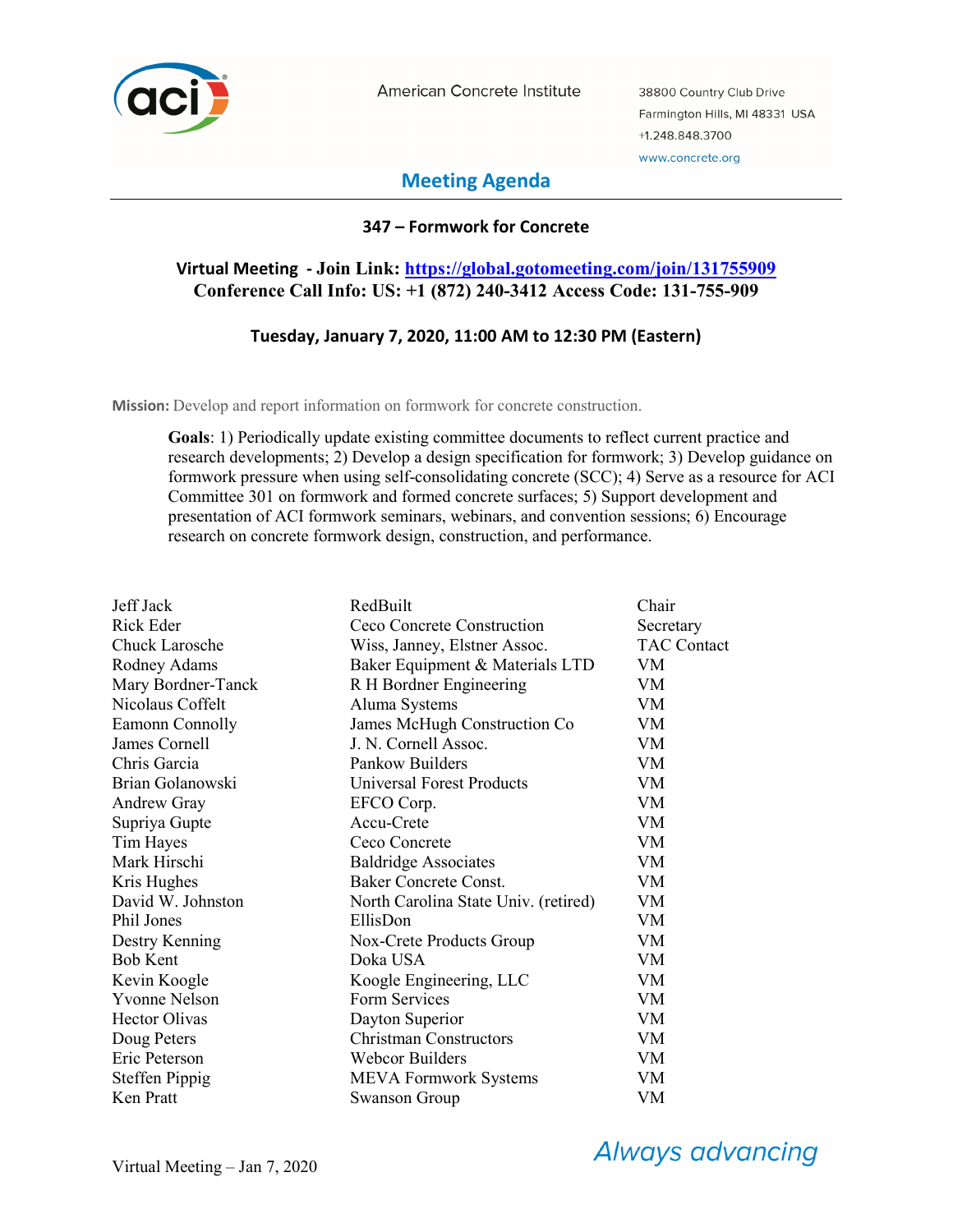American Concrete Institute

38800 Country Club Drive
Farmington Hills, MI 48331 USA
+1.248.848.3700
www.concrete.org

# Meeting Agenda

## 347 – Formwork for Concrete

**Virtual Meeting - Join Link: [https://global.gotomeeting.com/join/131755909](https://global.gotomeeting.com/join/131755909)**
**Conference Call Info: US: +1 (872) 240-3412 Access Code: 131-755-909**

**Tuesday, January 7, 2020, 11:00 AM to 12:30 PM (Eastern)**

**Mission:** Develop and report information on formwork for concrete construction.

**Goals**: 1) Periodically update existing committee documents to reflect current practice and research developments; 2) Develop a design specification for formwork; 3) Develop guidance on formwork pressure when using self-consolidating concrete (SCC); 4) Serve as a resource for ACI Committee 301 on formwork and formed concrete surfaces; 5) Support development and presentation of ACI formwork seminars, webinars, and convention sessions; 6) Encourage research on concrete formwork design, construction, and performance.

| Name | Organization | Role |
|---|---|---|
| Jeff Jack | RedBuilt | Chair |
| Rick Eder | Ceco Concrete Construction | Secretary |
| Chuck Larosche | Wiss, Janney, Elstner Assoc. | TAC Contact |
| Rodney Adams | Baker Equipment & Materials LTD | VM |
| Mary Bordner-Tanck | R H Bordner Engineering | VM |
| Nicolaus Coffelt | Aluma Systems | VM |
| Eamonn Connolly | James McHugh Construction Co | VM |
| James Cornell | J. N. Cornell Assoc. | VM |
| Chris Garcia | Pankow Builders | VM |
| Brian Golanowski | Universal Forest Products | VM |
| Andrew Gray | EFCO Corp. | VM |
| Supriya Gupte | Accu-Crete | VM |
| Tim Hayes | Ceco Concrete | VM |
| Mark Hirschi | Baldridge Associates | VM |
| Kris Hughes | Baker Concrete Const. | VM |
| David W. Johnston | North Carolina State Univ. (retired) | VM |
| Phil Jones | EllisDon | VM |
| Destry Kenning | Nox-Crete Products Group | VM |
| Bob Kent | Doka USA | VM |
| Kevin Koogle | Koogle Engineering, LLC | VM |
| Yvonne Nelson | Form Services | VM |
| Hector Olivas | Dayton Superior | VM |
| Doug Peters | Christman Constructors | VM |
| Eric Peterson | Webcor Builders | VM |
| Steffen Pippig | MEVA Formwork Systems | VM |
| Ken Pratt | Swanson Group | VM |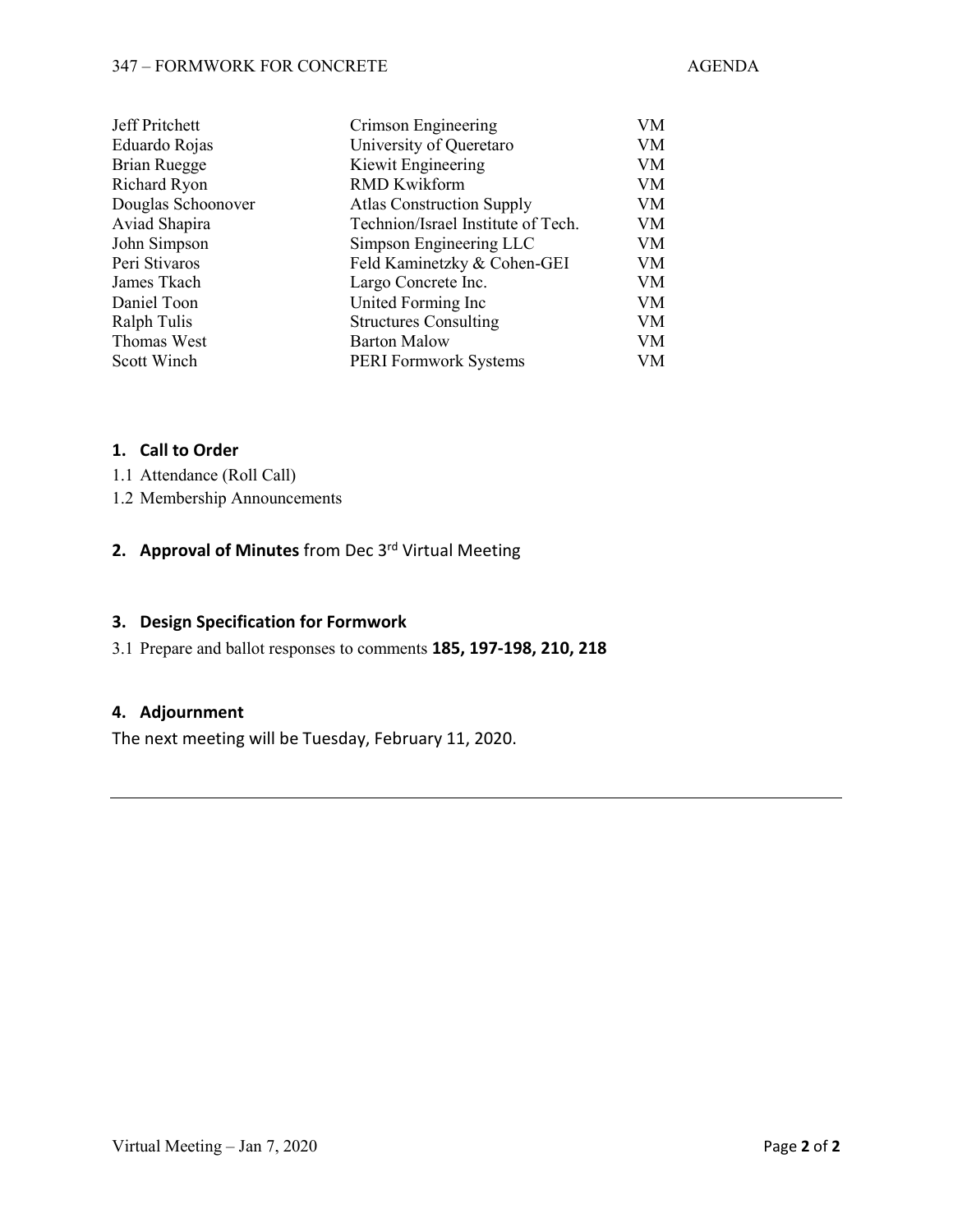| | | |
|---|---|---|
| Jeff Pritchett | Crimson Engineering | VM |
| Eduardo Rojas | University of Queretaro | VM |
| Brian Ruegge | Kiewit Engineering | VM |
| Richard Ryon | RMD Kwikform | VM |
| Douglas Schoonover | Atlas Construction Supply | VM |
| Aviad Shapira | Technion/Israel Institute of Tech. | VM |
| John Simpson | Simpson Engineering LLC | VM |
| Peri Stivaros | Feld Kaminetzky & Cohen-GEI | VM |
| James Tkach | Largo Concrete Inc. | VM |
| Daniel Toon | United Forming Inc | VM |
| Ralph Tulis | Structures Consulting | VM |
| Thomas West | Barton Malow | VM |
| Scott Winch | PERI Formwork Systems | VM |

### 1. Call to Order

1.1 Attendance (Roll Call)

1.2 Membership Announcements

### 2. Approval of Minutes from Dec 3rd Virtual Meeting

### 3. Design Specification for Formwork

3.1 Prepare and ballot responses to comments **185, 197-198, 210, 218**

### 4. Adjournment

The next meeting will be Tuesday, February 11, 2020.

---